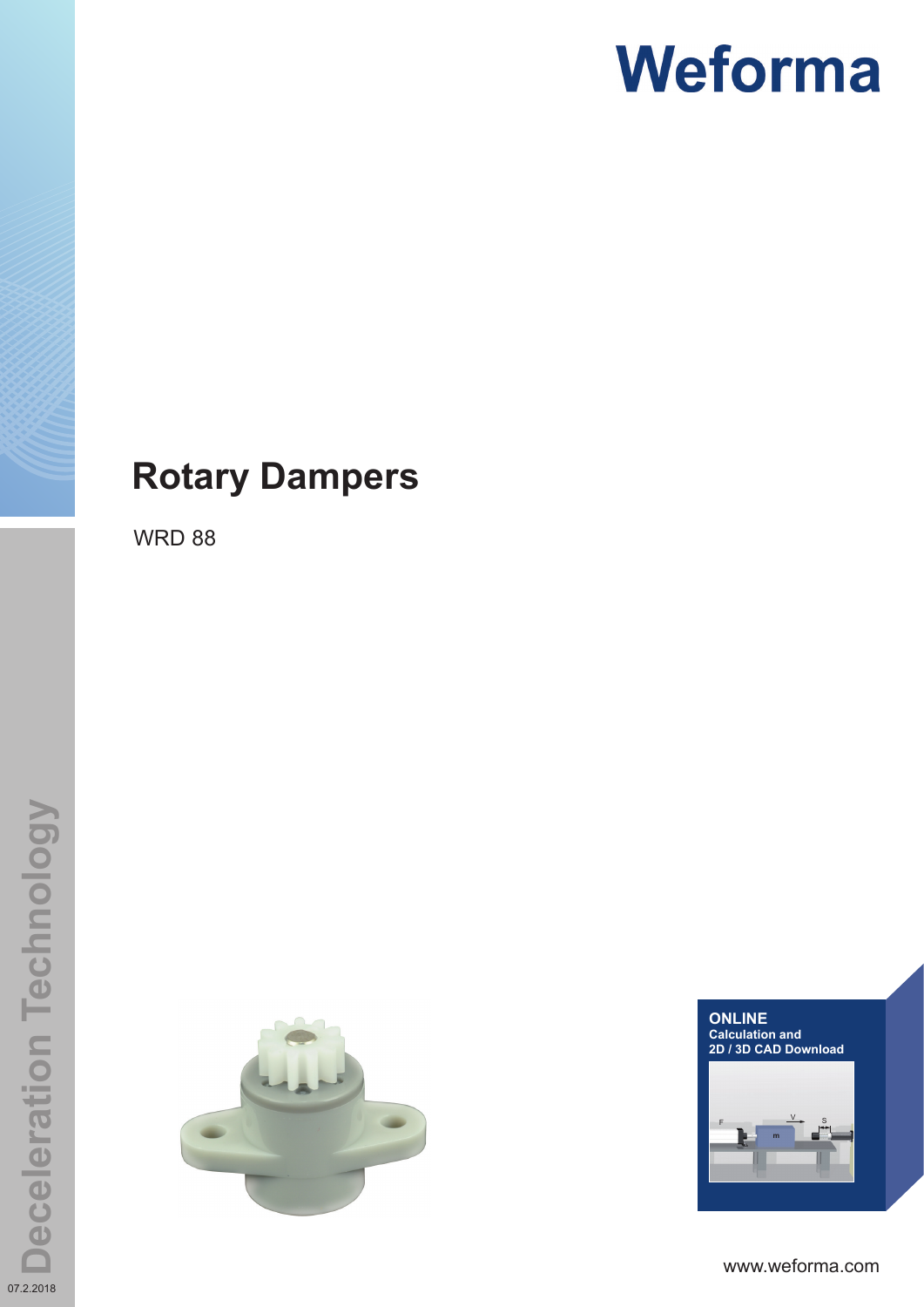# Weforma

# Rotary Dampers

WRD 88

**ONLINE**
**Calculation and 2D / 3D CAD Download**

www.weforma.com

Deceleration Technology

07.2.2018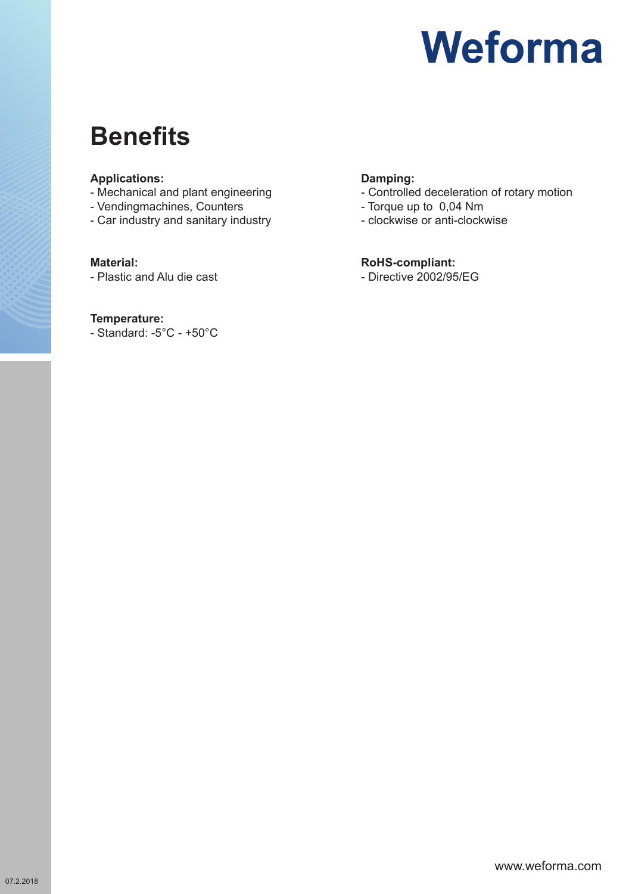# Weforma

## Benefits

**Applications:**
- Mechanical and plant engineering
- Vendingmachines, Counters
- Car industry and sanitary industry

**Material:**
- Plastic and Alu die cast

**Temperature:**
- Standard: -5°C - +50°C

**Damping:**
- Controlled deceleration of rotary motion
- Torque up to 0,04 Nm
- clockwise or anti-clockwise

**RoHS-compliant:**
- Directive 2002/95/EG

www.weforma.com

07.2.2018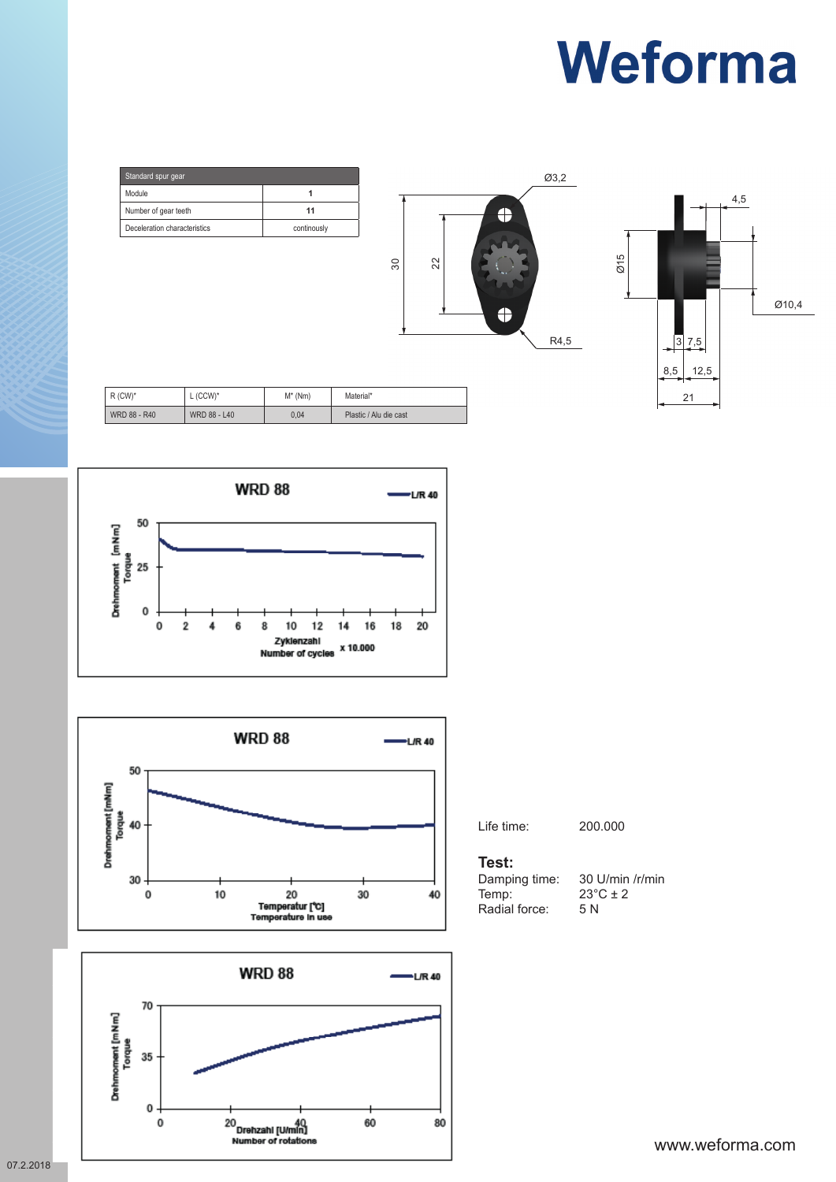# Weforma

| Standard spur gear | |
|---|---|
| Module | 1 |
| Number of gear teeth | 11 |
| Deceleration characteristics | continously |

Ø3,2

30

22

R4,5

4,5

Ø15

Ø10,4

3 7,5

8,5 12,5

21

| R (CW)* | L (CCW)* | M* (Nm) | Material* |
|---|---|---|---|
| WRD 88 - R40 | WRD 88 - L40 | 0,04 | Plastic / Alu die cast |

**WRD 88** — L/R 40

Drehmoment [mNm] / Torque

Zyklenzahl / Number of cycles x 10.000

**WRD 88** — L/R 40

Drehmoment [mNm] / Torque

Temperatur [°C] / Temperature in use

**WRD 88** — L/R 40

Drehmoment [mNm] / Torque

Drehzahl [U/min] / Number of rotations

Life time: 200.000

**Test:**

Damping time: 30 U/min /r/min

Temp: 23°C ± 2

Radial force: 5 N

www.weforma.com

07.2.2018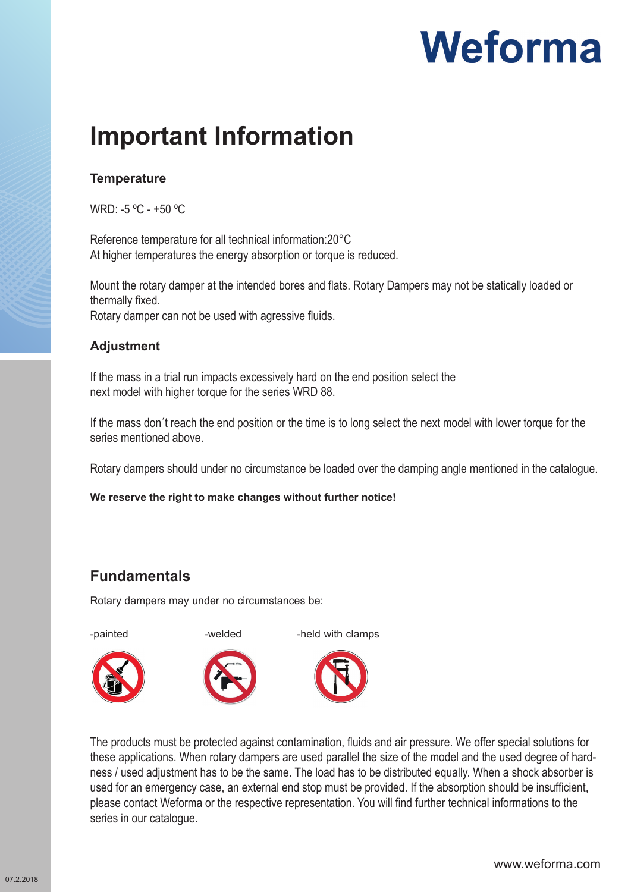# Weforma

## Important Information

### Temperature

WRD: -5 ºC - +50 ºC

Reference temperature for all technical information:20°C
At higher temperatures the energy absorption or torque is reduced.

Mount the rotary damper at the intended bores and flats. Rotary Dampers may not be statically loaded or thermally fixed.
Rotary damper can not be used with agressive fluids.

### Adjustment

If the mass in a trial run impacts excessively hard on the end position select the next model with higher torque for the series WRD 88.

If the mass don´t reach the end position or the time is to long select the next model with lower torque for the series mentioned above.

Rotary dampers should under no circumstance be loaded over the damping angle mentioned in the catalogue.

**We reserve the right to make changes without further notice!**

## Fundamentals

Rotary dampers may under no circumstances be:

-painted

-welded

-held with clamps

The products must be protected against contamination, fluids and air pressure. We offer special solutions for these applications. When rotary dampers are used parallel the size of the model and the used degree of hardness / used adjustment has to be the same. The load has to be distributed equally. When a shock absorber is used for an emergency case, an external end stop must be provided. If the absorption should be insufficient, please contact Weforma or the respective representation. You will find further technical informations to the series in our catalogue.

www.weforma.com

07.2.2018